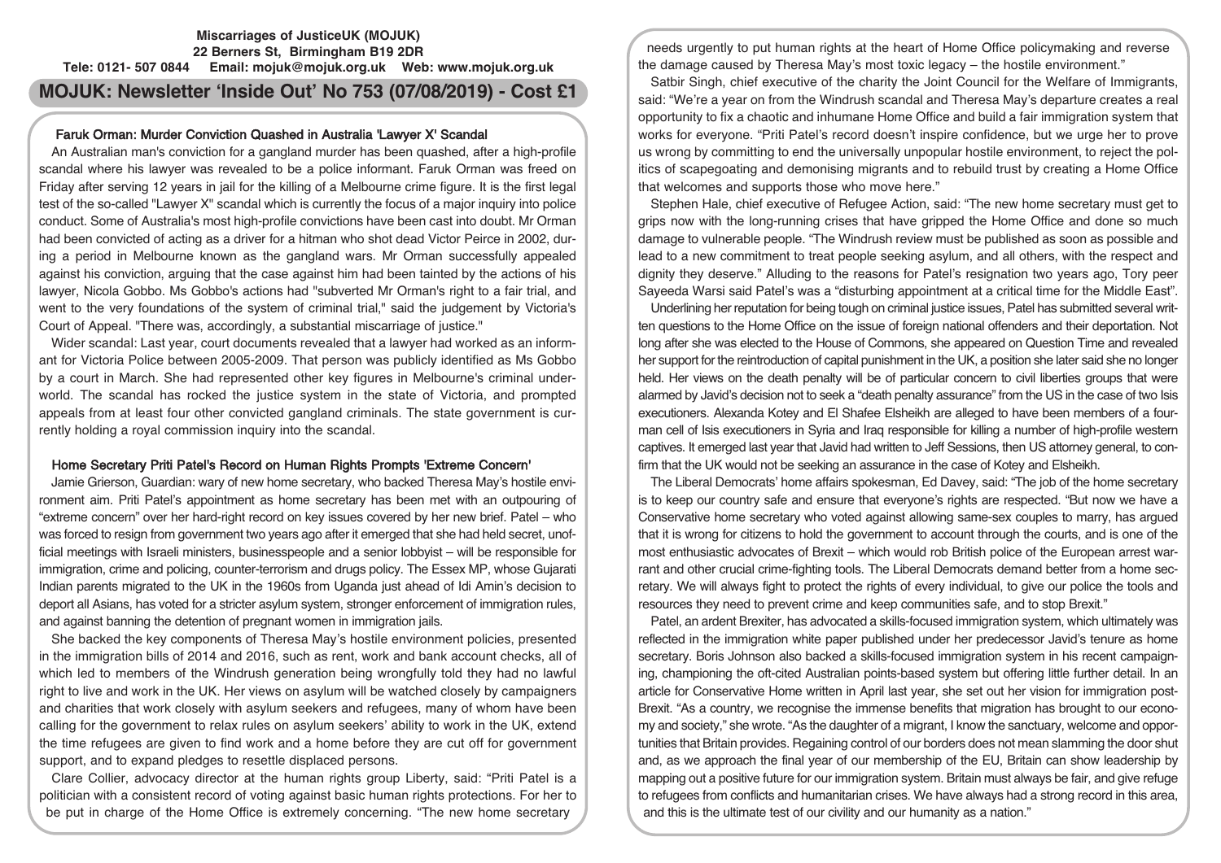**Miscarriages of JusticeUK (MOJUK)**
**22 Berners St, Birmingham B19 2DR**
**Tele: 0121- 507 0844 Email: mojuk@mojuk.org.uk Web: www.mojuk.org.uk**

# MOJUK: Newsletter 'Inside Out' No 753 (07/08/2019) - Cost £1

## Faruk Orman: Murder Conviction Quashed in Australia 'Lawyer X' Scandal

An Australian man's conviction for a gangland murder has been quashed, after a high-profile scandal where his lawyer was revealed to be a police informant. Faruk Orman was freed on Friday after serving 12 years in jail for the killing of a Melbourne crime figure. It is the first legal test of the so-called "Lawyer X" scandal which is currently the focus of a major inquiry into police conduct. Some of Australia's most high-profile convictions have been cast into doubt. Mr Orman had been convicted of acting as a driver for a hitman who shot dead Victor Peirce in 2002, during a period in Melbourne known as the gangland wars. Mr Orman successfully appealed against his conviction, arguing that the case against him had been tainted by the actions of his lawyer, Nicola Gobbo. Ms Gobbo's actions had "subverted Mr Orman's right to a fair trial, and went to the very foundations of the system of criminal trial," said the judgement by Victoria's Court of Appeal. "There was, accordingly, a substantial miscarriage of justice."

Wider scandal: Last year, court documents revealed that a lawyer had worked as an informant for Victoria Police between 2005-2009. That person was publicly identified as Ms Gobbo by a court in March. She had represented other key figures in Melbourne's criminal underworld. The scandal has rocked the justice system in the state of Victoria, and prompted appeals from at least four other convicted gangland criminals. The state government is currently holding a royal commission inquiry into the scandal.

## Home Secretary Priti Patel's Record on Human Rights Prompts 'Extreme Concern'

Jamie Grierson, Guardian: wary of new home secretary, who backed Theresa May's hostile environment aim. Priti Patel's appointment as home secretary has been met with an outpouring of "extreme concern" over her hard-right record on key issues covered by her new brief. Patel – who was forced to resign from government two years ago after it emerged that she had held secret, unofficial meetings with Israeli ministers, businesspeople and a senior lobbyist – will be responsible for immigration, crime and policing, counter-terrorism and drugs policy. The Essex MP, whose Gujarati Indian parents migrated to the UK in the 1960s from Uganda just ahead of Idi Amin's decision to deport all Asians, has voted for a stricter asylum system, stronger enforcement of immigration rules, and against banning the detention of pregnant women in immigration jails.

She backed the key components of Theresa May's hostile environment policies, presented in the immigration bills of 2014 and 2016, such as rent, work and bank account checks, all of which led to members of the Windrush generation being wrongfully told they had no lawful right to live and work in the UK. Her views on asylum will be watched closely by campaigners and charities that work closely with asylum seekers and refugees, many of whom have been calling for the government to relax rules on asylum seekers' ability to work in the UK, extend the time refugees are given to find work and a home before they are cut off for government support, and to expand pledges to resettle displaced persons.

Clare Collier, advocacy director at the human rights group Liberty, said: "Priti Patel is a politician with a consistent record of voting against basic human rights protections. For her to be put in charge of the Home Office is extremely concerning. "The new home secretary needs urgently to put human rights at the heart of Home Office policymaking and reverse the damage caused by Theresa May's most toxic legacy – the hostile environment."

Satbir Singh, chief executive of the charity the Joint Council for the Welfare of Immigrants, said: "We're a year on from the Windrush scandal and Theresa May's departure creates a real opportunity to fix a chaotic and inhumane Home Office and build a fair immigration system that works for everyone. "Priti Patel's record doesn't inspire confidence, but we urge her to prove us wrong by committing to end the universally unpopular hostile environment, to reject the politics of scapegoating and demonising migrants and to rebuild trust by creating a Home Office that welcomes and supports those who move here."

Stephen Hale, chief executive of Refugee Action, said: "The new home secretary must get to grips now with the long-running crises that have gripped the Home Office and done so much damage to vulnerable people. "The Windrush review must be published as soon as possible and lead to a new commitment to treat people seeking asylum, and all others, with the respect and dignity they deserve." Alluding to the reasons for Patel's resignation two years ago, Tory peer Sayeeda Warsi said Patel's was a "disturbing appointment at a critical time for the Middle East".

Underlining her reputation for being tough on criminal justice issues, Patel has submitted several written questions to the Home Office on the issue of foreign national offenders and their deportation. Not long after she was elected to the House of Commons, she appeared on Question Time and revealed her support for the reintroduction of capital punishment in the UK, a position she later said she no longer held. Her views on the death penalty will be of particular concern to civil liberties groups that were alarmed by Javid's decision not to seek a "death penalty assurance" from the US in the case of two Isis executioners. Alexanda Kotey and El Shafee Elsheikh are alleged to have been members of a four-man cell of Isis executioners in Syria and Iraq responsible for killing a number of high-profile western captives. It emerged last year that Javid had written to Jeff Sessions, then US attorney general, to confirm that the UK would not be seeking an assurance in the case of Kotey and Elsheikh.

The Liberal Democrats' home affairs spokesman, Ed Davey, said: "The job of the home secretary is to keep our country safe and ensure that everyone's rights are respected. "But now we have a Conservative home secretary who voted against allowing same-sex couples to marry, has argued that it is wrong for citizens to hold the government to account through the courts, and is one of the most enthusiastic advocates of Brexit – which would rob British police of the European arrest warrant and other crucial crime-fighting tools. The Liberal Democrats demand better from a home secretary. We will always fight to protect the rights of every individual, to give our police the tools and resources they need to prevent crime and keep communities safe, and to stop Brexit."

Patel, an ardent Brexiter, has advocated a skills-focused immigration system, which ultimately was reflected in the immigration white paper published under her predecessor Javid's tenure as home secretary. Boris Johnson also backed a skills-focused immigration system in his recent campaigning, championing the oft-cited Australian points-based system but offering little further detail. In an article for Conservative Home written in April last year, she set out her vision for immigration post-Brexit. "As a country, we recognise the immense benefits that migration has brought to our economy and society," she wrote. "As the daughter of a migrant, I know the sanctuary, welcome and opportunities that Britain provides. Regaining control of our borders does not mean slamming the door shut and, as we approach the final year of our membership of the EU, Britain can show leadership by mapping out a positive future for our immigration system. Britain must always be fair, and give refuge to refugees from conflicts and humanitarian crises. We have always had a strong record in this area, and this is the ultimate test of our civility and our humanity as a nation."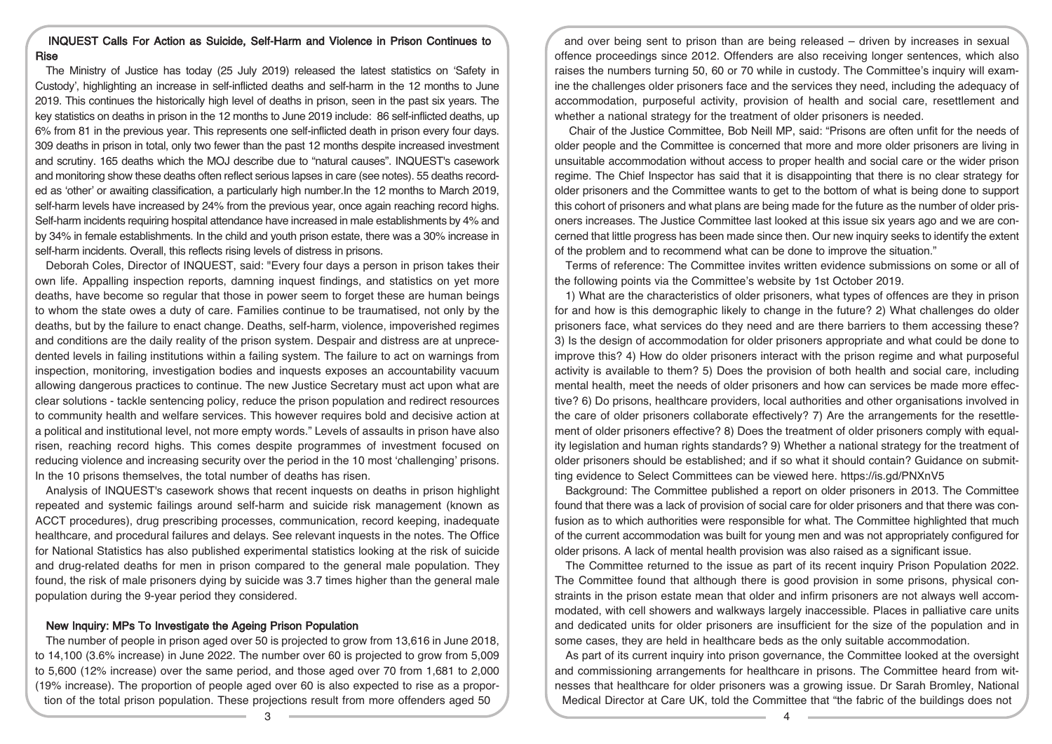## INQUEST Calls For Action as Suicide, Self-Harm and Violence in Prison Continues to Rise

The Ministry of Justice has today (25 July 2019) released the latest statistics on 'Safety in Custody', highlighting an increase in self-inflicted deaths and self-harm in the 12 months to June 2019. This continues the historically high level of deaths in prison, seen in the past six years. The key statistics on deaths in prison in the 12 months to June 2019 include: 86 self-inflicted deaths, up 6% from 81 in the previous year. This represents one self-inflicted death in prison every four days. 309 deaths in prison in total, only two fewer than the past 12 months despite increased investment and scrutiny. 165 deaths which the MOJ describe due to "natural causes". INQUEST's casework and monitoring show these deaths often reflect serious lapses in care (see notes). 55 deaths recorded as 'other' or awaiting classification, a particularly high number.In the 12 months to March 2019, self-harm levels have increased by 24% from the previous year, once again reaching record highs. Self-harm incidents requiring hospital attendance have increased in male establishments by 4% and by 34% in female establishments. In the child and youth prison estate, there was a 30% increase in self-harm incidents. Overall, this reflects rising levels of distress in prisons.

Deborah Coles, Director of INQUEST, said: "Every four days a person in prison takes their own life. Appalling inspection reports, damning inquest findings, and statistics on yet more deaths, have become so regular that those in power seem to forget these are human beings to whom the state owes a duty of care. Families continue to be traumatised, not only by the deaths, but by the failure to enact change. Deaths, self-harm, violence, impoverished regimes and conditions are the daily reality of the prison system. Despair and distress are at unprecedented levels in failing institutions within a failing system. The failure to act on warnings from inspection, monitoring, investigation bodies and inquests exposes an accountability vacuum allowing dangerous practices to continue. The new Justice Secretary must act upon what are clear solutions - tackle sentencing policy, reduce the prison population and redirect resources to community health and welfare services. This however requires bold and decisive action at a political and institutional level, not more empty words." Levels of assaults in prison have also risen, reaching record highs. This comes despite programmes of investment focused on reducing violence and increasing security over the period in the 10 most 'challenging' prisons. In the 10 prisons themselves, the total number of deaths has risen.

Analysis of INQUEST's casework shows that recent inquests on deaths in prison highlight repeated and systemic failings around self-harm and suicide risk management (known as ACCT procedures), drug prescribing processes, communication, record keeping, inadequate healthcare, and procedural failures and delays. See relevant inquests in the notes. The Office for National Statistics has also published experimental statistics looking at the risk of suicide and drug-related deaths for men in prison compared to the general male population. They found, the risk of male prisoners dying by suicide was 3.7 times higher than the general male population during the 9-year period they considered.

## New Inquiry: MPs To Investigate the Ageing Prison Population

The number of people in prison aged over 50 is projected to grow from 13,616 in June 2018, to 14,100 (3.6% increase) in June 2022. The number over 60 is projected to grow from 5,009 to 5,600 (12% increase) over the same period, and those aged over 70 from 1,681 to 2,000 (19% increase). The proportion of people aged over 60 is also expected to rise as a proportion of the total prison population. These projections result from more offenders aged 50 and over being sent to prison than are being released – driven by increases in sexual offence proceedings since 2012. Offenders are also receiving longer sentences, which also raises the numbers turning 50, 60 or 70 while in custody. The Committee's inquiry will examine the challenges older prisoners face and the services they need, including the adequacy of accommodation, purposeful activity, provision of health and social care, resettlement and whether a national strategy for the treatment of older prisoners is needed.

Chair of the Justice Committee, Bob Neill MP, said: "Prisons are often unfit for the needs of older people and the Committee is concerned that more and more older prisoners are living in unsuitable accommodation without access to proper health and social care or the wider prison regime. The Chief Inspector has said that it is disappointing that there is no clear strategy for older prisoners and the Committee wants to get to the bottom of what is being done to support this cohort of prisoners and what plans are being made for the future as the number of older prisoners increases. The Justice Committee last looked at this issue six years ago and we are concerned that little progress has been made since then. Our new inquiry seeks to identify the extent of the problem and to recommend what can be done to improve the situation."

Terms of reference: The Committee invites written evidence submissions on some or all of the following points via the Committee's website by 1st October 2019.

1) What are the characteristics of older prisoners, what types of offences are they in prison for and how is this demographic likely to change in the future? 2) What challenges do older prisoners face, what services do they need and are there barriers to them accessing these? 3) Is the design of accommodation for older prisoners appropriate and what could be done to improve this? 4) How do older prisoners interact with the prison regime and what purposeful activity is available to them? 5) Does the provision of both health and social care, including mental health, meet the needs of older prisoners and how can services be made more effective? 6) Do prisons, healthcare providers, local authorities and other organisations involved in the care of older prisoners collaborate effectively? 7) Are the arrangements for the resettlement of older prisoners effective? 8) Does the treatment of older prisoners comply with equality legislation and human rights standards? 9) Whether a national strategy for the treatment of older prisoners should be established; and if so what it should contain? Guidance on submitting evidence to Select Committees can be viewed here. https://is.gd/PNXnV5

Background: The Committee published a report on older prisoners in 2013. The Committee found that there was a lack of provision of social care for older prisoners and that there was confusion as to which authorities were responsible for what. The Committee highlighted that much of the current accommodation was built for young men and was not appropriately configured for older prisons. A lack of mental health provision was also raised as a significant issue.

The Committee returned to the issue as part of its recent inquiry Prison Population 2022. The Committee found that although there is good provision in some prisons, physical constraints in the prison estate mean that older and infirm prisoners are not always well accommodated, with cell showers and walkways largely inaccessible. Places in palliative care units and dedicated units for older prisoners are insufficient for the size of the population and in some cases, they are held in healthcare beds as the only suitable accommodation.

As part of its current inquiry into prison governance, the Committee looked at the oversight and commissioning arrangements for healthcare in prisons. The Committee heard from witnesses that healthcare for older prisoners was a growing issue. Dr Sarah Bromley, National Medical Director at Care UK, told the Committee that "the fabric of the buildings does not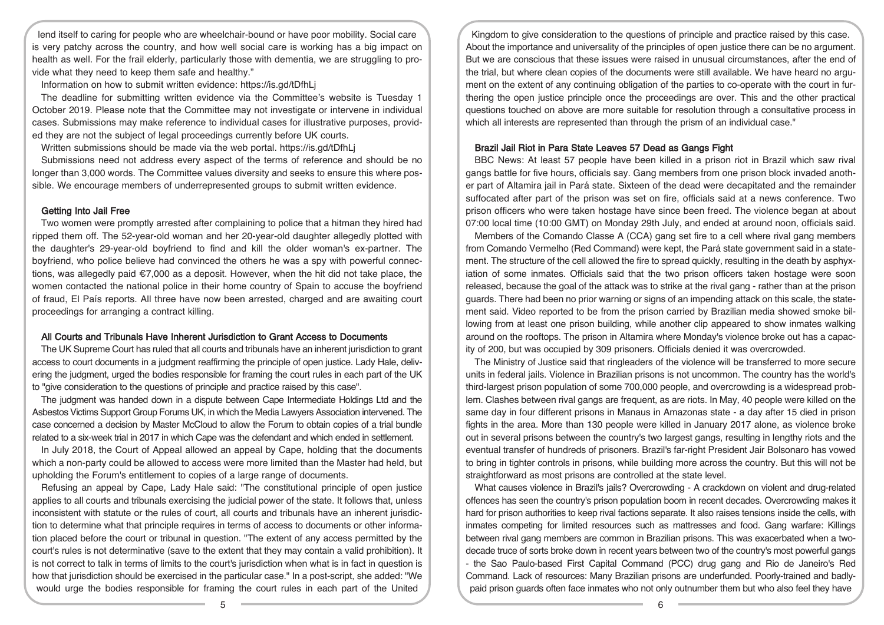lend itself to caring for people who are wheelchair-bound or have poor mobility. Social care is very patchy across the country, and how well social care is working has a big impact on health as well. For the frail elderly, particularly those with dementia, we are struggling to provide what they need to keep them safe and healthy."

Information on how to submit written evidence: https://is.gd/tDfhLj

The deadline for submitting written evidence via the Committee's website is Tuesday 1 October 2019. Please note that the Committee may not investigate or intervene in individual cases. Submissions may make reference to individual cases for illustrative purposes, provided they are not the subject of legal proceedings currently before UK courts.

Written submissions should be made via the web portal. https://is.gd/tDfhLj

Submissions need not address every aspect of the terms of reference and should be no longer than 3,000 words. The Committee values diversity and seeks to ensure this where possible. We encourage members of underrepresented groups to submit written evidence.

## Getting Into Jail Free

Two women were promptly arrested after complaining to police that a hitman they hired had ripped them off. The 52-year-old woman and her 20-year-old daughter allegedly plotted with the daughter's 29-year-old boyfriend to find and kill the older woman's ex-partner. The boyfriend, who police believe had convinced the others he was a spy with powerful connections, was allegedly paid €7,000 as a deposit. However, when the hit did not take place, the women contacted the national police in their home country of Spain to accuse the boyfriend of fraud, El País reports. All three have now been arrested, charged and are awaiting court proceedings for arranging a contract killing.

## All Courts and Tribunals Have Inherent Jurisdiction to Grant Access to Documents

The UK Supreme Court has ruled that all courts and tribunals have an inherent jurisdiction to grant access to court documents in a judgment reaffirming the principle of open justice. Lady Hale, delivering the judgment, urged the bodies responsible for framing the court rules in each part of the UK to "give consideration to the questions of principle and practice raised by this case".

The judgment was handed down in a dispute between Cape Intermediate Holdings Ltd and the Asbestos Victims Support Group Forums UK, in which the Media Lawyers Association intervened. The case concerned a decision by Master McCloud to allow the Forum to obtain copies of a trial bundle related to a six-week trial in 2017 in which Cape was the defendant and which ended in settlement.

In July 2018, the Court of Appeal allowed an appeal by Cape, holding that the documents which a non-party could be allowed to access were more limited than the Master had held, but upholding the Forum's entitlement to copies of a large range of documents.

Refusing an appeal by Cape, Lady Hale said: "The constitutional principle of open justice applies to all courts and tribunals exercising the judicial power of the state. It follows that, unless inconsistent with statute or the rules of court, all courts and tribunals have an inherent jurisdiction to determine what that principle requires in terms of access to documents or other information placed before the court or tribunal in question. "The extent of any access permitted by the court's rules is not determinative (save to the extent that they may contain a valid prohibition). It is not correct to talk in terms of limits to the court's jurisdiction when what is in fact in question is how that jurisdiction should be exercised in the particular case." In a post-script, she added: "We would urge the bodies responsible for framing the court rules in each part of the United Kingdom to give consideration to the questions of principle and practice raised by this case. About the importance and universality of the principles of open justice there can be no argument. But we are conscious that these issues were raised in unusual circumstances, after the end of the trial, but where clean copies of the documents were still available. We have heard no argument on the extent of any continuing obligation of the parties to co-operate with the court in furthering the open justice principle once the proceedings are over. This and the other practical questions touched on above are more suitable for resolution through a consultative process in which all interests are represented than through the prism of an individual case."

## Brazil Jail Riot in Para State Leaves 57 Dead as Gangs Fight

BBC News: At least 57 people have been killed in a prison riot in Brazil which saw rival gangs battle for five hours, officials say. Gang members from one prison block invaded another part of Altamira jail in Pará state. Sixteen of the dead were decapitated and the remainder suffocated after part of the prison was set on fire, officials said at a news conference. Two prison officers who were taken hostage have since been freed. The violence began at about 07:00 local time (10:00 GMT) on Monday 29th July, and ended at around noon, officials said.

Members of the Comando Classe A (CCA) gang set fire to a cell where rival gang members from Comando Vermelho (Red Command) were kept, the Pará state government said in a statement. The structure of the cell allowed the fire to spread quickly, resulting in the death by asphyxiation of some inmates. Officials said that the two prison officers taken hostage were soon released, because the goal of the attack was to strike at the rival gang - rather than at the prison guards. There had been no prior warning or signs of an impending attack on this scale, the statement said. Video reported to be from the prison carried by Brazilian media showed smoke billowing from at least one prison building, while another clip appeared to show inmates walking around on the rooftops. The prison in Altamira where Monday's violence broke out has a capacity of 200, but was occupied by 309 prisoners. Officials denied it was overcrowded.

The Ministry of Justice said that ringleaders of the violence will be transferred to more secure units in federal jails. Violence in Brazilian prisons is not uncommon. The country has the world's third-largest prison population of some 700,000 people, and overcrowding is a widespread problem. Clashes between rival gangs are frequent, as are riots. In May, 40 people were killed on the same day in four different prisons in Manaus in Amazonas state - a day after 15 died in prison fights in the area. More than 130 people were killed in January 2017 alone, as violence broke out in several prisons between the country's two largest gangs, resulting in lengthy riots and the eventual transfer of hundreds of prisoners. Brazil's far-right President Jair Bolsonaro has vowed to bring in tighter controls in prisons, while building more across the country. But this will not be straightforward as most prisons are controlled at the state level.

What causes violence in Brazil's jails? Overcrowding - A crackdown on violent and drug-related offences has seen the country's prison population boom in recent decades. Overcrowding makes it hard for prison authorities to keep rival factions separate. It also raises tensions inside the cells, with inmates competing for limited resources such as mattresses and food. Gang warfare: Killings between rival gang members are common in Brazilian prisons. This was exacerbated when a two-decade truce of sorts broke down in recent years between two of the country's most powerful gangs - the Sao Paulo-based First Capital Command (PCC) drug gang and Rio de Janeiro's Red Command. Lack of resources: Many Brazilian prisons are underfunded. Poorly-trained and badly-paid prison guards often face inmates who not only outnumber them but who also feel they have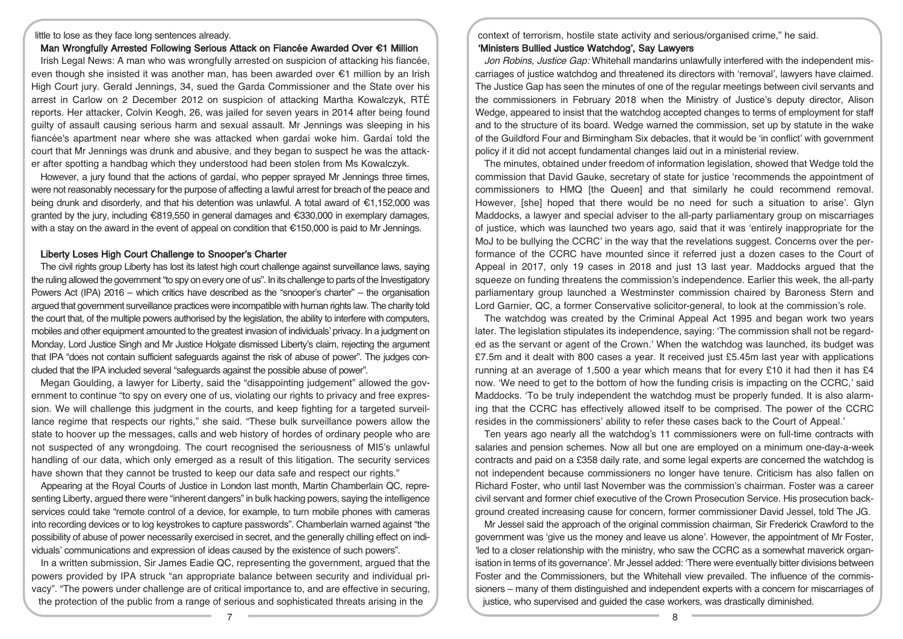little to lose as they face long sentences already.

### Man Wrongfully Arrested Following Serious Attack on Fiancée Awarded Over €1 Million

Irish Legal News: A man who was wrongfully arrested on suspicion of attacking his fiancée, even though she insisted it was another man, has been awarded over €1 million by an Irish High Court jury. Gerald Jennings, 34, sued the Garda Commissioner and the State over his arrest in Carlow on 2 December 2012 on suspicion of attacking Martha Kowalczyk, RTÉ reports. Her attacker, Colvin Keogh, 26, was jailed for seven years in 2014 after being found guilty of assault causing serious harm and sexual assault. Mr Jennings was sleeping in his fiancée's apartment near where she was attacked when gardaí woke him. Gardaí told the court that Mr Jennings was drunk and abusive, and they began to suspect he was the attacker after spotting a handbag which they understood had been stolen from Ms Kowalczyk.

However, a jury found that the actions of gardaí, who pepper sprayed Mr Jennings three times, were not reasonably necessary for the purpose of affecting a lawful arrest for breach of the peace and being drunk and disorderly, and that his detention was unlawful. A total award of €1,152,000 was granted by the jury, including €819,550 in general damages and €330,000 in exemplary damages, with a stay on the award in the event of appeal on condition that €150,000 is paid to Mr Jennings.

### Liberty Loses High Court Challenge to Snooper's Charter

The civil rights group Liberty has lost its latest high court challenge against surveillance laws, saying the ruling allowed the government "to spy on every one of us". In its challenge to parts of the Investigatory Powers Act (IPA) 2016 – which critics have described as the "snooper's charter" – the organisation argued that government surveillance practices were incompatible with human rights law. The charity told the court that, of the multiple powers authorised by the legislation, the ability to interfere with computers, mobiles and other equipment amounted to the greatest invasion of individuals' privacy. In a judgment on Monday, Lord Justice Singh and Mr Justice Holgate dismissed Liberty's claim, rejecting the argument that IPA "does not contain sufficient safeguards against the risk of abuse of power". The judges concluded that the IPA included several "safeguards against the possible abuse of power".

Megan Goulding, a lawyer for Liberty, said the "disappointing judgement" allowed the government to continue "to spy on every one of us, violating our rights to privacy and free expression. We will challenge this judgment in the courts, and keep fighting for a targeted surveillance regime that respects our rights," she said. "These bulk surveillance powers allow the state to hoover up the messages, calls and web history of hordes of ordinary people who are not suspected of any wrongdoing. The court recognised the seriousness of MI5's unlawful handling of our data, which only emerged as a result of this litigation. The security services have shown that they cannot be trusted to keep our data safe and respect our rights."

Appearing at the Royal Courts of Justice in London last month, Martin Chamberlain QC, representing Liberty, argued there were "inherent dangers" in bulk hacking powers, saying the intelligence services could take "remote control of a device, for example, to turn mobile phones with cameras into recording devices or to log keystrokes to capture passwords". Chamberlain warned against "the possibility of abuse of power necessarily exercised in secret, and the generally chilling effect on individuals' communications and expression of ideas caused by the existence of such powers".

In a written submission, Sir James Eadie QC, representing the government, argued that the powers provided by IPA struck "an appropriate balance between security and individual privacy". "The powers under challenge are of critical importance to, and are effective in securing, the protection of the public from a range of serious and sophisticated threats arising in the context of terrorism, hostile state activity and serious/organised crime," he said.

### 'Ministers Bullied Justice Watchdog', Say Lawyers

*Jon Robins, Justice Gap:* Whitehall mandarins unlawfully interfered with the independent miscarriages of justice watchdog and threatened its directors with 'removal', lawyers have claimed. The Justice Gap has seen the minutes of one of the regular meetings between civil servants and the commissioners in February 2018 when the Ministry of Justice's deputy director, Alison Wedge, appeared to insist that the watchdog accepted changes to terms of employment for staff and to the structure of its board. Wedge warned the commission, set up by statute in the wake of the Guildford Four and Birmingham Six debacles, that it would be 'in conflict' with government policy if it did not accept fundamental changes laid out in a ministerial review.

The minutes, obtained under freedom of information legislation, showed that Wedge told the commission that David Gauke, secretary of state for justice 'recommends the appointment of commissioners to HMQ [the Queen] and that similarly he could recommend removal. However, [she] hoped that there would be no need for such a situation to arise'. Glyn Maddocks, a lawyer and special adviser to the all-party parliamentary group on miscarriages of justice, which was launched two years ago, said that it was 'entirely inappropriate for the MoJ to be bullying the CCRC' in the way that the revelations suggest. Concerns over the performance of the CCRC have mounted since it referred just a dozen cases to the Court of Appeal in 2017, only 19 cases in 2018 and just 13 last year. Maddocks argued that the squeeze on funding threatens the commission's independence. Earlier this week, the all-party parliamentary group launched a Westminster commission chaired by Baroness Stern and Lord Garnier, QC, a former Conservative solicitor-general, to look at the commission's role.

The watchdog was created by the Criminal Appeal Act 1995 and began work two years later. The legislation stipulates its independence, saying: 'The commission shall not be regarded as the servant or agent of the Crown.' When the watchdog was launched, its budget was £7.5m and it dealt with 800 cases a year. It received just £5.45m last year with applications running at an average of 1,500 a year which means that for every £10 it had then it has £4 now. 'We need to get to the bottom of how the funding crisis is impacting on the CCRC,' said Maddocks. 'To be truly independent the watchdog must be properly funded. It is also alarming that the CCRC has effectively allowed itself to be comprised. The power of the CCRC resides in the commissioners' ability to refer these cases back to the Court of Appeal.'

Ten years ago nearly all the watchdog's 11 commissioners were on full-time contracts with salaries and pension schemes. Now all but one are employed on a minimum one-day-a-week contracts and paid on a £358 daily rate, and some legal experts are concerned the watchdog is not independent because commissioners no longer have tenure. Criticism has also fallen on Richard Foster, who until last November was the commission's chairman. Foster was a career civil servant and former chief executive of the Crown Prosecution Service. His prosecution background created increasing cause for concern, former commissioner David Jessel, told The JG.

Mr Jessel said the approach of the original commission chairman, Sir Frederick Crawford to the government was 'give us the money and leave us alone'. However, the appointment of Mr Foster, 'led to a closer relationship with the ministry, who saw the CCRC as a somewhat maverick organisation in terms of its governance'. Mr Jessel added: 'There were eventually bitter divisions between Foster and the Commissioners, but the Whitehall view prevailed. The influence of the commissioners – many of them distinguished and independent experts with a concern for miscarriages of justice, who supervised and guided the case workers, was drastically diminished.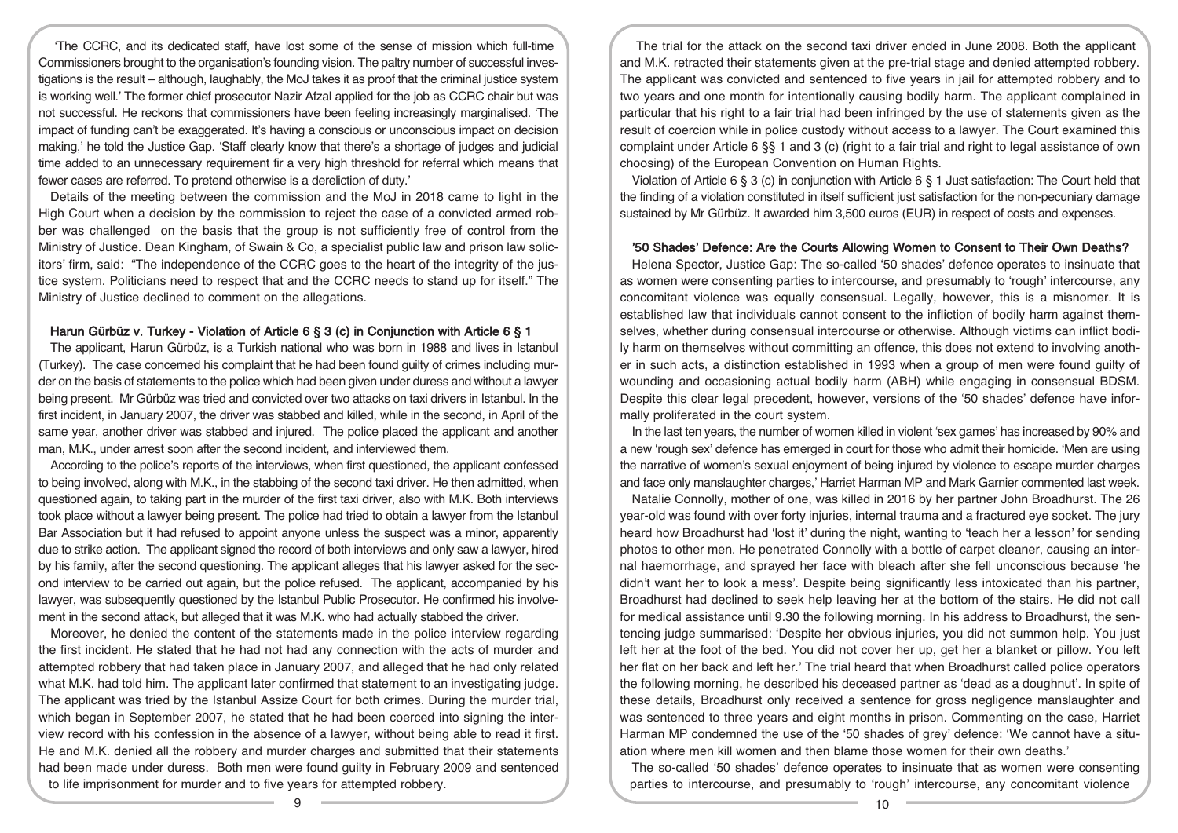'The CCRC, and its dedicated staff, have lost some of the sense of mission which full-time Commissioners brought to the organisation's founding vision. The paltry number of successful investigations is the result – although, laughably, the MoJ takes it as proof that the criminal justice system is working well.' The former chief prosecutor Nazir Afzal applied for the job as CCRC chair but was not successful. He reckons that commissioners have been feeling increasingly marginalised. 'The impact of funding can't be exaggerated. It's having a conscious or unconscious impact on decision making,' he told the Justice Gap. 'Staff clearly know that there's a shortage of judges and judicial time added to an unnecessary requirement fir a very high threshold for referral which means that fewer cases are referred. To pretend otherwise is a dereliction of duty.'

Details of the meeting between the commission and the MoJ in 2018 came to light in the High Court when a decision by the commission to reject the case of a convicted armed robber was challenged on the basis that the group is not sufficiently free of control from the Ministry of Justice. Dean Kingham, of Swain & Co, a specialist public law and prison law solicitors' firm, said: "The independence of the CCRC goes to the heart of the integrity of the justice system. Politicians need to respect that and the CCRC needs to stand up for itself." The Ministry of Justice declined to comment on the allegations.

## Harun Gürbüz v. Turkey - Violation of Article 6 § 3 (c) in Conjunction with Article 6 § 1

The applicant, Harun Gürbüz, is a Turkish national who was born in 1988 and lives in Istanbul (Turkey). The case concerned his complaint that he had been found guilty of crimes including murder on the basis of statements to the police which had been given under duress and without a lawyer being present. Mr Gürbüz was tried and convicted over two attacks on taxi drivers in Istanbul. In the first incident, in January 2007, the driver was stabbed and killed, while in the second, in April of the same year, another driver was stabbed and injured. The police placed the applicant and another man, M.K., under arrest soon after the second incident, and interviewed them.

According to the police's reports of the interviews, when first questioned, the applicant confessed to being involved, along with M.K., in the stabbing of the second taxi driver. He then admitted, when questioned again, to taking part in the murder of the first taxi driver, also with M.K. Both interviews took place without a lawyer being present. The police had tried to obtain a lawyer from the Istanbul Bar Association but it had refused to appoint anyone unless the suspect was a minor, apparently due to strike action. The applicant signed the record of both interviews and only saw a lawyer, hired by his family, after the second questioning. The applicant alleges that his lawyer asked for the second interview to be carried out again, but the police refused. The applicant, accompanied by his lawyer, was subsequently questioned by the Istanbul Public Prosecutor. He confirmed his involvement in the second attack, but alleged that it was M.K. who had actually stabbed the driver.

Moreover, he denied the content of the statements made in the police interview regarding the first incident. He stated that he had not had any connection with the acts of murder and attempted robbery that had taken place in January 2007, and alleged that he had only related what M.K. had told him. The applicant later confirmed that statement to an investigating judge. The applicant was tried by the Istanbul Assize Court for both crimes. During the murder trial, which began in September 2007, he stated that he had been coerced into signing the interview record with his confession in the absence of a lawyer, without being able to read it first. He and M.K. denied all the robbery and murder charges and submitted that their statements had been made under duress. Both men were found guilty in February 2009 and sentenced to life imprisonment for murder and to five years for attempted robbery.

The trial for the attack on the second taxi driver ended in June 2008. Both the applicant and M.K. retracted their statements given at the pre-trial stage and denied attempted robbery. The applicant was convicted and sentenced to five years in jail for attempted robbery and to two years and one month for intentionally causing bodily harm. The applicant complained in particular that his right to a fair trial had been infringed by the use of statements given as the result of coercion while in police custody without access to a lawyer. The Court examined this complaint under Article 6 §§ 1 and 3 (c) (right to a fair trial and right to legal assistance of own choosing) of the European Convention on Human Rights.

Violation of Article 6 § 3 (c) in conjunction with Article 6 § 1 Just satisfaction: The Court held that the finding of a violation constituted in itself sufficient just satisfaction for the non-pecuniary damage sustained by Mr Gürbüz. It awarded him 3,500 euros (EUR) in respect of costs and expenses.

## '50 Shades' Defence: Are the Courts Allowing Women to Consent to Their Own Deaths?

Helena Spector, Justice Gap: The so-called '50 shades' defence operates to insinuate that as women were consenting parties to intercourse, and presumably to 'rough' intercourse, any concomitant violence was equally consensual. Legally, however, this is a misnomer. It is established law that individuals cannot consent to the infliction of bodily harm against themselves, whether during consensual intercourse or otherwise. Although victims can inflict bodily harm on themselves without committing an offence, this does not extend to involving another in such acts, a distinction established in 1993 when a group of men were found guilty of wounding and occasioning actual bodily harm (ABH) while engaging in consensual BDSM. Despite this clear legal precedent, however, versions of the '50 shades' defence have informally proliferated in the court system.

In the last ten years, the number of women killed in violent 'sex games' has increased by 90% and a new 'rough sex' defence has emerged in court for those who admit their homicide. 'Men are using the narrative of women's sexual enjoyment of being injured by violence to escape murder charges and face only manslaughter charges,' Harriet Harman MP and Mark Garnier commented last week.

Natalie Connolly, mother of one, was killed in 2016 by her partner John Broadhurst. The 26 year-old was found with over forty injuries, internal trauma and a fractured eye socket. The jury heard how Broadhurst had 'lost it' during the night, wanting to 'teach her a lesson' for sending photos to other men. He penetrated Connolly with a bottle of carpet cleaner, causing an internal haemorrhage, and sprayed her face with bleach after she fell unconscious because 'he didn't want her to look a mess'. Despite being significantly less intoxicated than his partner, Broadhurst had declined to seek help leaving her at the bottom of the stairs. He did not call for medical assistance until 9.30 the following morning. In his address to Broadhurst, the sentencing judge summarised: 'Despite her obvious injuries, you did not summon help. You just left her at the foot of the bed. You did not cover her up, get her a blanket or pillow. You left her flat on her back and left her.' The trial heard that when Broadhurst called police operators the following morning, he described his deceased partner as 'dead as a doughnut'. In spite of these details, Broadhurst only received a sentence for gross negligence manslaughter and was sentenced to three years and eight months in prison. Commenting on the case, Harriet Harman MP condemned the use of the '50 shades of grey' defence: 'We cannot have a situation where men kill women and then blame those women for their own deaths.'

The so-called '50 shades' defence operates to insinuate that as women were consenting parties to intercourse, and presumably to 'rough' intercourse, any concomitant violence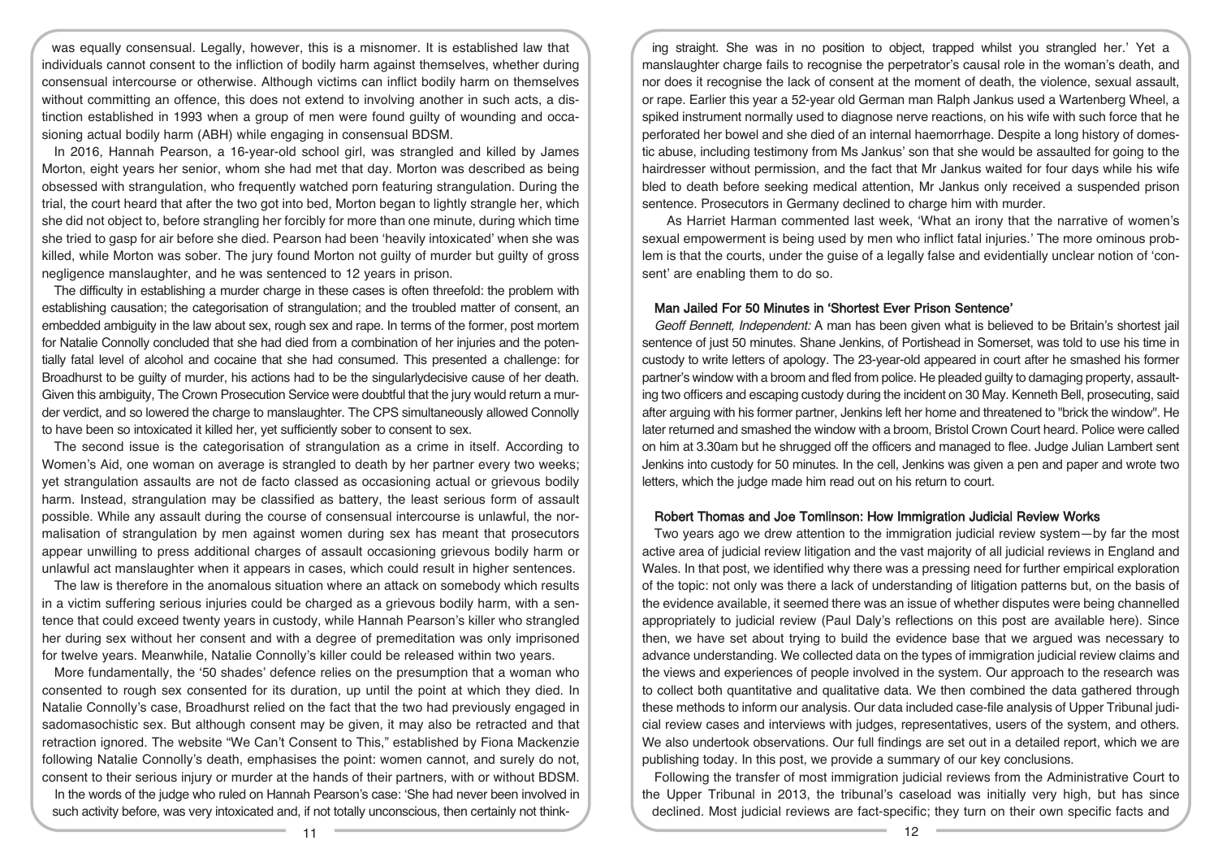was equally consensual. Legally, however, this is a misnomer. It is established law that individuals cannot consent to the infliction of bodily harm against themselves, whether during consensual intercourse or otherwise. Although victims can inflict bodily harm on themselves without committing an offence, this does not extend to involving another in such acts, a distinction established in 1993 when a group of men were found guilty of wounding and occasioning actual bodily harm (ABH) while engaging in consensual BDSM.

In 2016, Hannah Pearson, a 16-year-old school girl, was strangled and killed by James Morton, eight years her senior, whom she had met that day. Morton was described as being obsessed with strangulation, who frequently watched porn featuring strangulation. During the trial, the court heard that after the two got into bed, Morton began to lightly strangle her, which she did not object to, before strangling her forcibly for more than one minute, during which time she tried to gasp for air before she died. Pearson had been 'heavily intoxicated' when she was killed, while Morton was sober. The jury found Morton not guilty of murder but guilty of gross negligence manslaughter, and he was sentenced to 12 years in prison.

The difficulty in establishing a murder charge in these cases is often threefold: the problem with establishing causation; the categorisation of strangulation; and the troubled matter of consent, an embedded ambiguity in the law about sex, rough sex and rape. In terms of the former, post mortem for Natalie Connolly concluded that she had died from a combination of her injuries and the potentially fatal level of alcohol and cocaine that she had consumed. This presented a challenge: for Broadhurst to be guilty of murder, his actions had to be the singularlydecisive cause of her death. Given this ambiguity, The Crown Prosecution Service were doubtful that the jury would return a murder verdict, and so lowered the charge to manslaughter. The CPS simultaneously allowed Connolly to have been so intoxicated it killed her, yet sufficiently sober to consent to sex.

The second issue is the categorisation of strangulation as a crime in itself. According to Women's Aid, one woman on average is strangled to death by her partner every two weeks; yet strangulation assaults are not de facto classed as occasioning actual or grievous bodily harm. Instead, strangulation may be classified as battery, the least serious form of assault possible. While any assault during the course of consensual intercourse is unlawful, the normalisation of strangulation by men against women during sex has meant that prosecutors appear unwilling to press additional charges of assault occasioning grievous bodily harm or unlawful act manslaughter when it appears in cases, which could result in higher sentences.

The law is therefore in the anomalous situation where an attack on somebody which results in a victim suffering serious injuries could be charged as a grievous bodily harm, with a sentence that could exceed twenty years in custody, while Hannah Pearson's killer who strangled her during sex without her consent and with a degree of premeditation was only imprisoned for twelve years. Meanwhile, Natalie Connolly's killer could be released within two years.

More fundamentally, the '50 shades' defence relies on the presumption that a woman who consented to rough sex consented for its duration, up until the point at which they died. In Natalie Connolly's case, Broadhurst relied on the fact that the two had previously engaged in sadomasochistic sex. But although consent may be given, it may also be retracted and that retraction ignored. The website "We Can't Consent to This," established by Fiona Mackenzie following Natalie Connolly's death, emphasises the point: women cannot, and surely do not, consent to their serious injury or murder at the hands of their partners, with or without BDSM.

In the words of the judge who ruled on Hannah Pearson's case: 'She had never been involved in such activity before, was very intoxicated and, if not totally unconscious, then certainly not thinking straight. She was in no position to object, trapped whilst you strangled her.' Yet a manslaughter charge fails to recognise the perpetrator's causal role in the woman's death, and nor does it recognise the lack of consent at the moment of death, the violence, sexual assault, or rape. Earlier this year a 52-year old German man Ralph Jankus used a Wartenberg Wheel, a spiked instrument normally used to diagnose nerve reactions, on his wife with such force that he perforated her bowel and she died of an internal haemorrhage. Despite a long history of domestic abuse, including testimony from Ms Jankus' son that she would be assaulted for going to the hairdresser without permission, and the fact that Mr Jankus waited for four days while his wife bled to death before seeking medical attention, Mr Jankus only received a suspended prison sentence. Prosecutors in Germany declined to charge him with murder.

As Harriet Harman commented last week, 'What an irony that the narrative of women's sexual empowerment is being used by men who inflict fatal injuries.' The more ominous problem is that the courts, under the guise of a legally false and evidentially unclear notion of 'consent' are enabling them to do so.

### Man Jailed For 50 Minutes in 'Shortest Ever Prison Sentence'

*Geoff Bennett, Independent:* A man has been given what is believed to be Britain's shortest jail sentence of just 50 minutes. Shane Jenkins, of Portishead in Somerset, was told to use his time in custody to write letters of apology. The 23-year-old appeared in court after he smashed his former partner's window with a broom and fled from police. He pleaded guilty to damaging property, assaulting two officers and escaping custody during the incident on 30 May. Kenneth Bell, prosecuting, said after arguing with his former partner, Jenkins left her home and threatened to "brick the window". He later returned and smashed the window with a broom, Bristol Crown Court heard. Police were called on him at 3.30am but he shrugged off the officers and managed to flee. Judge Julian Lambert sent Jenkins into custody for 50 minutes. In the cell, Jenkins was given a pen and paper and wrote two letters, which the judge made him read out on his return to court.

### Robert Thomas and Joe Tomlinson: How Immigration Judicial Review Works

Two years ago we drew attention to the immigration judicial review system—by far the most active area of judicial review litigation and the vast majority of all judicial reviews in England and Wales. In that post, we identified why there was a pressing need for further empirical exploration of the topic: not only was there a lack of understanding of litigation patterns but, on the basis of the evidence available, it seemed there was an issue of whether disputes were being channelled appropriately to judicial review (Paul Daly's reflections on this post are available here). Since then, we have set about trying to build the evidence base that we argued was necessary to advance understanding. We collected data on the types of immigration judicial review claims and the views and experiences of people involved in the system. Our approach to the research was to collect both quantitative and qualitative data. We then combined the data gathered through these methods to inform our analysis. Our data included case-file analysis of Upper Tribunal judicial review cases and interviews with judges, representatives, users of the system, and others. We also undertook observations. Our full findings are set out in a detailed report, which we are publishing today. In this post, we provide a summary of our key conclusions.

Following the transfer of most immigration judicial reviews from the Administrative Court to the Upper Tribunal in 2013, the tribunal's caseload was initially very high, but has since declined. Most judicial reviews are fact-specific; they turn on their own specific facts and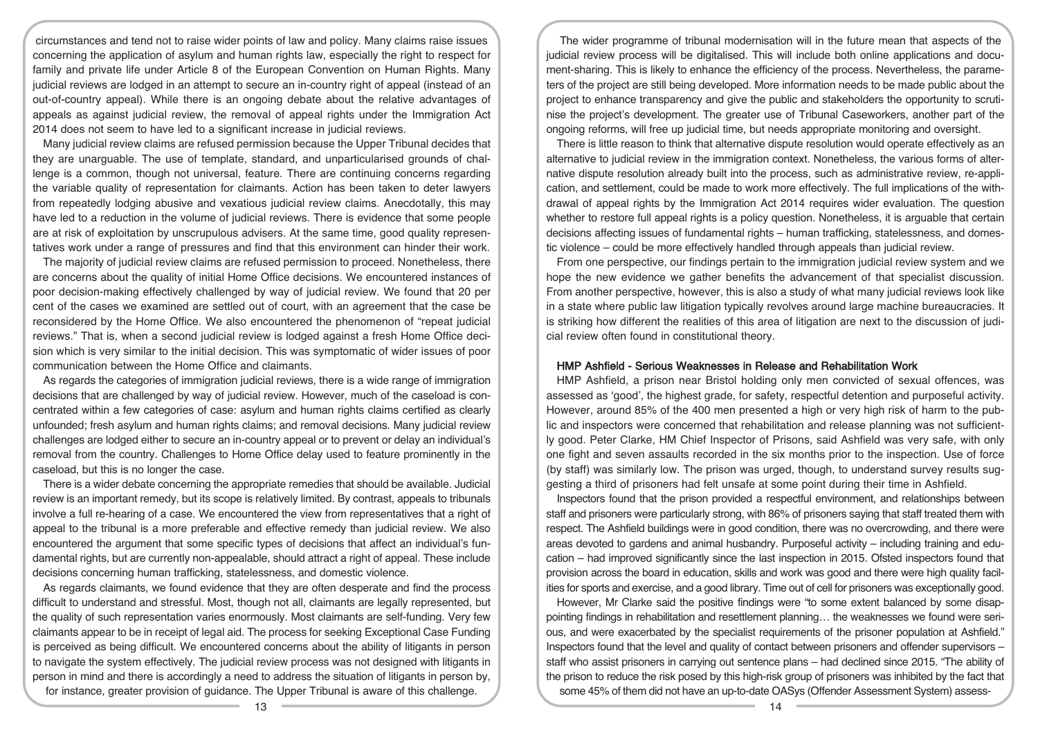circumstances and tend not to raise wider points of law and policy. Many claims raise issues concerning the application of asylum and human rights law, especially the right to respect for family and private life under Article 8 of the European Convention on Human Rights. Many judicial reviews are lodged in an attempt to secure an in-country right of appeal (instead of an out-of-country appeal). While there is an ongoing debate about the relative advantages of appeals as against judicial review, the removal of appeal rights under the Immigration Act 2014 does not seem to have led to a significant increase in judicial reviews.

Many judicial review claims are refused permission because the Upper Tribunal decides that they are unarguable. The use of template, standard, and unparticularised grounds of challenge is a common, though not universal, feature. There are continuing concerns regarding the variable quality of representation for claimants. Action has been taken to deter lawyers from repeatedly lodging abusive and vexatious judicial review claims. Anecdotally, this may have led to a reduction in the volume of judicial reviews. There is evidence that some people are at risk of exploitation by unscrupulous advisers. At the same time, good quality representatives work under a range of pressures and find that this environment can hinder their work.

The majority of judicial review claims are refused permission to proceed. Nonetheless, there are concerns about the quality of initial Home Office decisions. We encountered instances of poor decision-making effectively challenged by way of judicial review. We found that 20 per cent of the cases we examined are settled out of court, with an agreement that the case be reconsidered by the Home Office. We also encountered the phenomenon of "repeat judicial reviews." That is, when a second judicial review is lodged against a fresh Home Office decision which is very similar to the initial decision. This was symptomatic of wider issues of poor communication between the Home Office and claimants.

As regards the categories of immigration judicial reviews, there is a wide range of immigration decisions that are challenged by way of judicial review. However, much of the caseload is concentrated within a few categories of case: asylum and human rights claims certified as clearly unfounded; fresh asylum and human rights claims; and removal decisions. Many judicial review challenges are lodged either to secure an in-country appeal or to prevent or delay an individual's removal from the country. Challenges to Home Office delay used to feature prominently in the caseload, but this is no longer the case.

There is a wider debate concerning the appropriate remedies that should be available. Judicial review is an important remedy, but its scope is relatively limited. By contrast, appeals to tribunals involve a full re-hearing of a case. We encountered the view from representatives that a right of appeal to the tribunal is a more preferable and effective remedy than judicial review. We also encountered the argument that some specific types of decisions that affect an individual's fundamental rights, but are currently non-appealable, should attract a right of appeal. These include decisions concerning human trafficking, statelessness, and domestic violence.

As regards claimants, we found evidence that they are often desperate and find the process difficult to understand and stressful. Most, though not all, claimants are legally represented, but the quality of such representation varies enormously. Most claimants are self-funding. Very few claimants appear to be in receipt of legal aid. The process for seeking Exceptional Case Funding is perceived as being difficult. We encountered concerns about the ability of litigants in person to navigate the system effectively. The judicial review process was not designed with litigants in person in mind and there is accordingly a need to address the situation of litigants in person by, for instance, greater provision of guidance. The Upper Tribunal is aware of this challenge.

The wider programme of tribunal modernisation will in the future mean that aspects of the judicial review process will be digitalised. This will include both online applications and document-sharing. This is likely to enhance the efficiency of the process. Nevertheless, the parameters of the project are still being developed. More information needs to be made public about the project to enhance transparency and give the public and stakeholders the opportunity to scrutinise the project's development. The greater use of Tribunal Caseworkers, another part of the ongoing reforms, will free up judicial time, but needs appropriate monitoring and oversight.

There is little reason to think that alternative dispute resolution would operate effectively as an alternative to judicial review in the immigration context. Nonetheless, the various forms of alternative dispute resolution already built into the process, such as administrative review, re-application, and settlement, could be made to work more effectively. The full implications of the withdrawal of appeal rights by the Immigration Act 2014 requires wider evaluation. The question whether to restore full appeal rights is a policy question. Nonetheless, it is arguable that certain decisions affecting issues of fundamental rights – human trafficking, statelessness, and domestic violence – could be more effectively handled through appeals than judicial review.

From one perspective, our findings pertain to the immigration judicial review system and we hope the new evidence we gather benefits the advancement of that specialist discussion. From another perspective, however, this is also a study of what many judicial reviews look like in a state where public law litigation typically revolves around large machine bureaucracies. It is striking how different the realities of this area of litigation are next to the discussion of judicial review often found in constitutional theory.

### HMP Ashfield - Serious Weaknesses in Release and Rehabilitation Work

HMP Ashfield, a prison near Bristol holding only men convicted of sexual offences, was assessed as 'good', the highest grade, for safety, respectful detention and purposeful activity. However, around 85% of the 400 men presented a high or very high risk of harm to the public and inspectors were concerned that rehabilitation and release planning was not sufficiently good. Peter Clarke, HM Chief Inspector of Prisons, said Ashfield was very safe, with only one fight and seven assaults recorded in the six months prior to the inspection. Use of force (by staff) was similarly low. The prison was urged, though, to understand survey results suggesting a third of prisoners had felt unsafe at some point during their time in Ashfield.

Inspectors found that the prison provided a respectful environment, and relationships between staff and prisoners were particularly strong, with 86% of prisoners saying that staff treated them with respect. The Ashfield buildings were in good condition, there was no overcrowding, and there were areas devoted to gardens and animal husbandry. Purposeful activity – including training and education – had improved significantly since the last inspection in 2015. Ofsted inspectors found that provision across the board in education, skills and work was good and there were high quality facilities for sports and exercise, and a good library. Time out of cell for prisoners was exceptionally good.

However, Mr Clarke said the positive findings were "to some extent balanced by some disappointing findings in rehabilitation and resettlement planning… the weaknesses we found were serious, and were exacerbated by the specialist requirements of the prisoner population at Ashfield." Inspectors found that the level and quality of contact between prisoners and offender supervisors – staff who assist prisoners in carrying out sentence plans – had declined since 2015. "The ability of the prison to reduce the risk posed by this high-risk group of prisoners was inhibited by the fact that some 45% of them did not have an up-to-date OASys (Offender Assessment System) assess-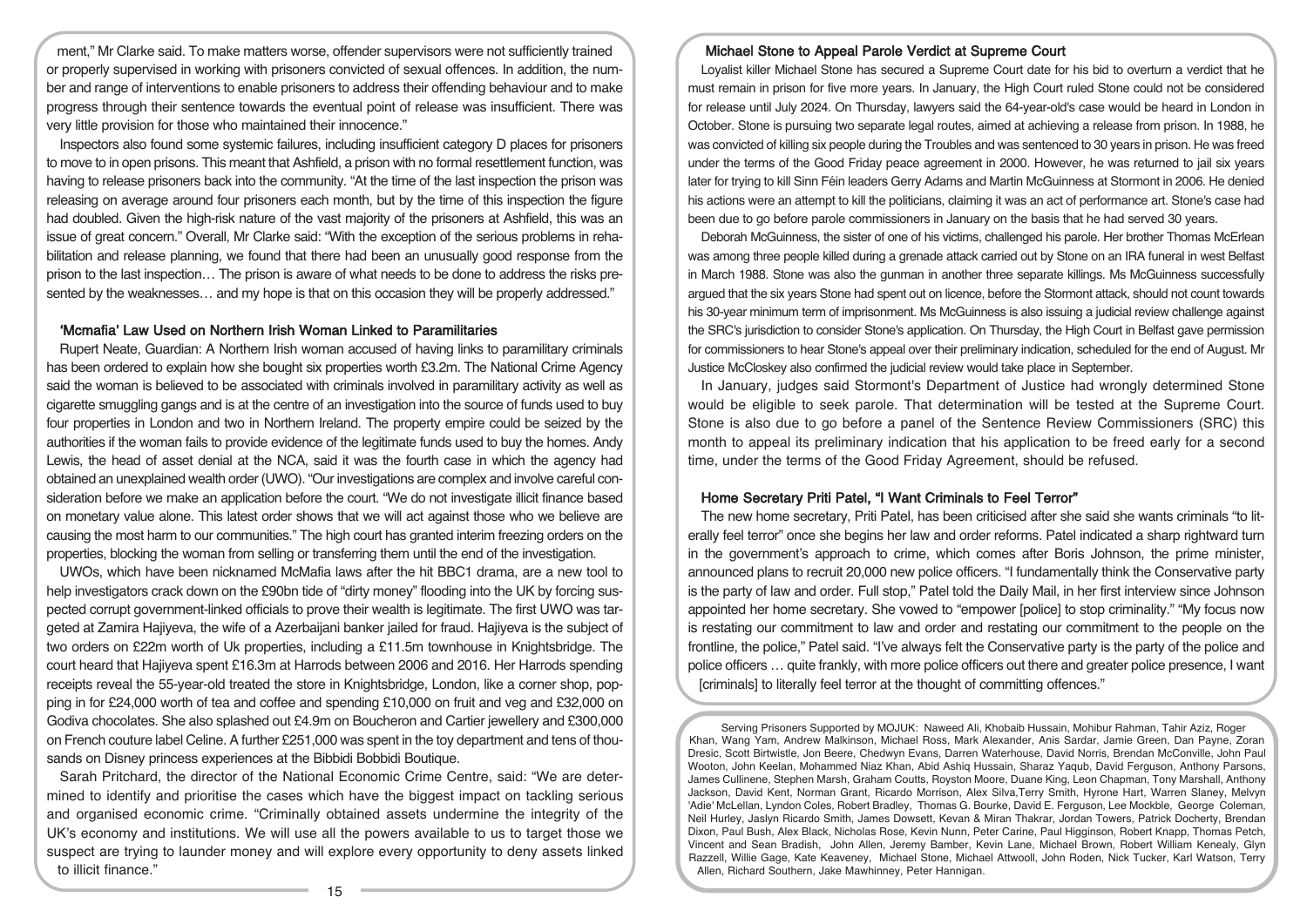ment," Mr Clarke said. To make matters worse, offender supervisors were not sufficiently trained or properly supervised in working with prisoners convicted of sexual offences. In addition, the number and range of interventions to enable prisoners to address their offending behaviour and to make progress through their sentence towards the eventual point of release was insufficient. There was very little provision for those who maintained their innocence."

Inspectors also found some systemic failures, including insufficient category D places for prisoners to move to in open prisons. This meant that Ashfield, a prison with no formal resettlement function, was having to release prisoners back into the community. "At the time of the last inspection the prison was releasing on average around four prisoners each month, but by the time of this inspection the figure had doubled. Given the high-risk nature of the vast majority of the prisoners at Ashfield, this was an issue of great concern." Overall, Mr Clarke said: "With the exception of the serious problems in rehabilitation and release planning, we found that there had been an unusually good response from the prison to the last inspection… The prison is aware of what needs to be done to address the risks presented by the weaknesses… and my hope is that on this occasion they will be properly addressed."

### 'Mcmafia' Law Used on Northern Irish Woman Linked to Paramilitaries

Rupert Neate, Guardian: A Northern Irish woman accused of having links to paramilitary criminals has been ordered to explain how she bought six properties worth £3.2m. The National Crime Agency said the woman is believed to be associated with criminals involved in paramilitary activity as well as cigarette smuggling gangs and is at the centre of an investigation into the source of funds used to buy four properties in London and two in Northern Ireland. The property empire could be seized by the authorities if the woman fails to provide evidence of the legitimate funds used to buy the homes. Andy Lewis, the head of asset denial at the NCA, said it was the fourth case in which the agency had obtained an unexplained wealth order (UWO). "Our investigations are complex and involve careful consideration before we make an application before the court. "We do not investigate illicit finance based on monetary value alone. This latest order shows that we will act against those who we believe are causing the most harm to our communities." The high court has granted interim freezing orders on the properties, blocking the woman from selling or transferring them until the end of the investigation.

UWOs, which have been nicknamed McMafia laws after the hit BBC1 drama, are a new tool to help investigators crack down on the £90bn tide of "dirty money" flooding into the UK by forcing suspected corrupt government-linked officials to prove their wealth is legitimate. The first UWO was targeted at Zamira Hajiyeva, the wife of a Azerbaijani banker jailed for fraud. Hajiyeva is the subject of two orders on £22m worth of Uk properties, including a £11.5m townhouse in Knightsbridge. The court heard that Hajiyeva spent £16.3m at Harrods between 2006 and 2016. Her Harrods spending receipts reveal the 55-year-old treated the store in Knightsbridge, London, like a corner shop, popping in for £24,000 worth of tea and coffee and spending £10,000 on fruit and veg and £32,000 on Godiva chocolates. She also splashed out £4.9m on Boucheron and Cartier jewellery and £300,000 on French couture label Celine. A further £251,000 was spent in the toy department and tens of thousands on Disney princess experiences at the Bibbidi Bobbidi Boutique.

Sarah Pritchard, the director of the National Economic Crime Centre, said: "We are determined to identify and prioritise the cases which have the biggest impact on tackling serious and organised economic crime. "Criminally obtained assets undermine the integrity of the UK's economy and institutions. We will use all the powers available to us to target those we suspect are trying to launder money and will explore every opportunity to deny assets linked to illicit finance."

### Michael Stone to Appeal Parole Verdict at Supreme Court

Loyalist killer Michael Stone has secured a Supreme Court date for his bid to overturn a verdict that he must remain in prison for five more years. In January, the High Court ruled Stone could not be considered for release until July 2024. On Thursday, lawyers said the 64-year-old's case would be heard in London in October. Stone is pursuing two separate legal routes, aimed at achieving a release from prison. In 1988, he was convicted of killing six people during the Troubles and was sentenced to 30 years in prison. He was freed under the terms of the Good Friday peace agreement in 2000. However, he was returned to jail six years later for trying to kill Sinn Féin leaders Gerry Adams and Martin McGuinness at Stormont in 2006. He denied his actions were an attempt to kill the politicians, claiming it was an act of performance art. Stone's case had been due to go before parole commissioners in January on the basis that he had served 30 years.

Deborah McGuinness, the sister of one of his victims, challenged his parole. Her brother Thomas McErlean was among three people killed during a grenade attack carried out by Stone on an IRA funeral in west Belfast in March 1988. Stone was also the gunman in another three separate killings. Ms McGuinness successfully argued that the six years Stone had spent out on licence, before the Stormont attack, should not count towards his 30-year minimum term of imprisonment. Ms McGuinness is also issuing a judicial review challenge against the SRC's jurisdiction to consider Stone's application. On Thursday, the High Court in Belfast gave permission for commissioners to hear Stone's appeal over their preliminary indication, scheduled for the end of August. Mr Justice McCloskey also confirmed the judicial review would take place in September.

In January, judges said Stormont's Department of Justice had wrongly determined Stone would be eligible to seek parole. That determination will be tested at the Supreme Court. Stone is also due to go before a panel of the Sentence Review Commissioners (SRC) this month to appeal its preliminary indication that his application to be freed early for a second time, under the terms of the Good Friday Agreement, should be refused.

### Home Secretary Priti Patel, "I Want Criminals to Feel Terror"

The new home secretary, Priti Patel, has been criticised after she said she wants criminals "to literally feel terror" once she begins her law and order reforms. Patel indicated a sharp rightward turn in the government's approach to crime, which comes after Boris Johnson, the prime minister, announced plans to recruit 20,000 new police officers. "I fundamentally think the Conservative party is the party of law and order. Full stop," Patel told the Daily Mail, in her first interview since Johnson appointed her home secretary. She vowed to "empower [police] to stop criminality." "My focus now is restating our commitment to law and order and restating our commitment to the people on the frontline, the police," Patel said. "I've always felt the Conservative party is the party of the police and police officers … quite frankly, with more police officers out there and greater police presence, I want [criminals] to literally feel terror at the thought of committing offences."

Serving Prisoners Supported by MOJUK: Naweed Ali, Khobaib Hussain, Mohibur Rahman, Tahir Aziz, Roger Khan, Wang Yam, Andrew Malkinson, Michael Ross, Mark Alexander, Anis Sardar, Jamie Green, Dan Payne, Zoran Dresic, Scott Birtwistle, Jon Beere, Chedwyn Evans, Darren Waterhouse, David Norris, Brendan McConville, John Paul Wooton, John Keelan, Mohammed Niaz Khan, Abid Ashiq Hussain, Sharaz Yaqub, David Ferguson, Anthony Parsons, James Cullinene, Stephen Marsh, Graham Coutts, Royston Moore, Duane King, Leon Chapman, Tony Marshall, Anthony Jackson, David Kent, Norman Grant, Ricardo Morrison, Alex Silva,Terry Smith, Hyrone Hart, Warren Slaney, Melvyn 'Adie' McLellan, Lyndon Coles, Robert Bradley, Thomas G. Bourke, David E. Ferguson, Lee Mockble, George Coleman, Neil Hurley, Jaslyn Ricardo Smith, James Dowsett, Kevan & Miran Thakrar, Jordan Towers, Patrick Docherty, Brendan Dixon, Paul Bush, Alex Black, Nicholas Rose, Kevin Nunn, Peter Carine, Paul Higginson, Robert Knapp, Thomas Petch, Vincent and Sean Bradish, John Allen, Jeremy Bamber, Kevin Lane, Michael Brown, Robert William Kenealy, Glyn Razzell, Willie Gage, Kate Keaveney, Michael Stone, Michael Attwooll, John Roden, Nick Tucker, Karl Watson, Terry Allen, Richard Southern, Jake Mawhinney, Peter Hannigan.